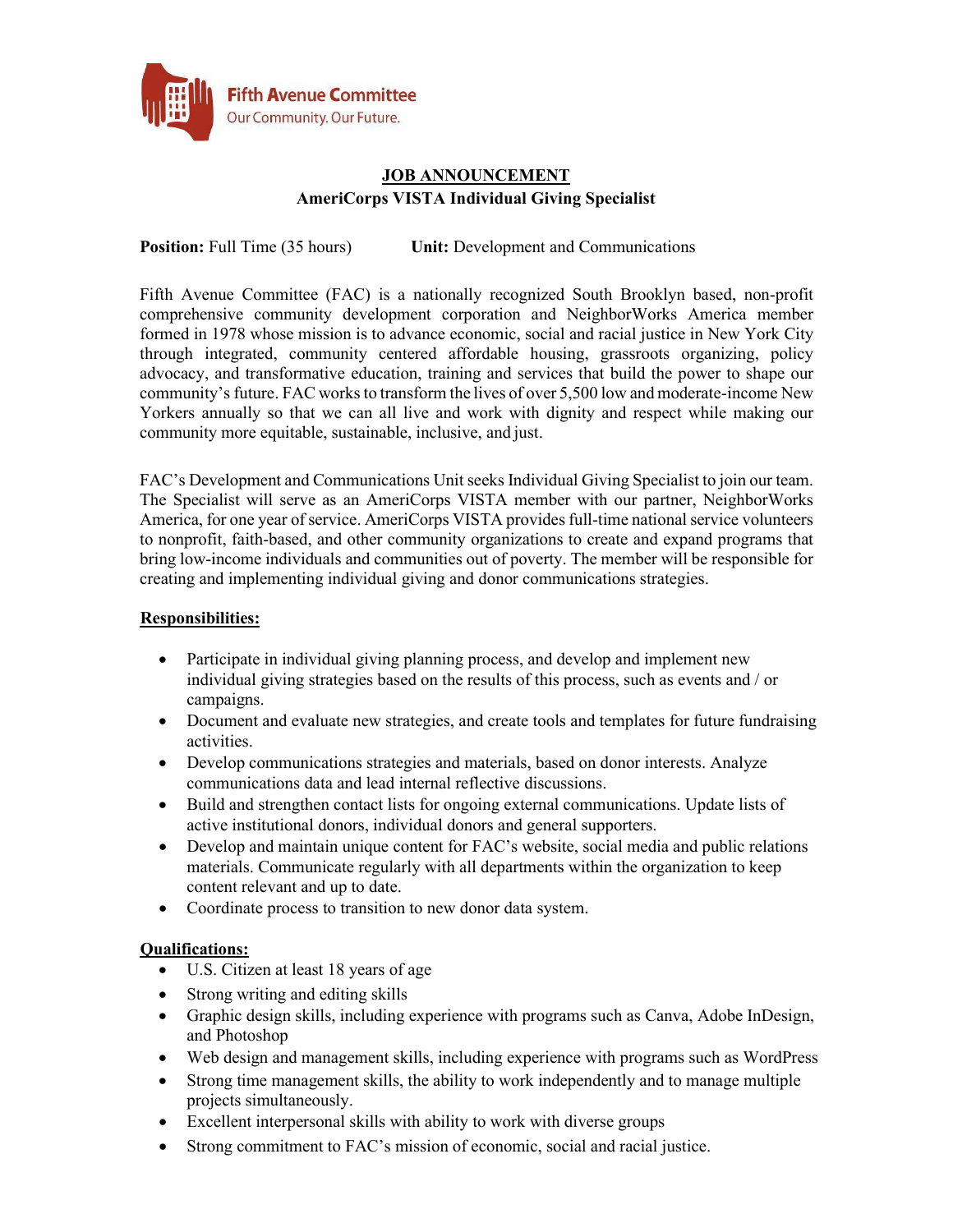Fifth Avenue Committee
Our Community. Our Future.

# JOB ANNOUNCEMENT

## AmeriCorps VISTA Individual Giving Specialist

**Position:** Full Time (35 hours) **Unit:** Development and Communications

Fifth Avenue Committee (FAC) is a nationally recognized South Brooklyn based, non-profit comprehensive community development corporation and NeighborWorks America member formed in 1978 whose mission is to advance economic, social and racial justice in New York City through integrated, community centered affordable housing, grassroots organizing, policy advocacy, and transformative education, training and services that build the power to shape our community's future. FAC works to transform the lives of over 5,500 low and moderate-income New Yorkers annually so that we can all live and work with dignity and respect while making our community more equitable, sustainable, inclusive, and just.

FAC's Development and Communications Unit seeks Individual Giving Specialist to join our team. The Specialist will serve as an AmeriCorps VISTA member with our partner, NeighborWorks America, for one year of service. AmeriCorps VISTA provides full-time national service volunteers to nonprofit, faith-based, and other community organizations to create and expand programs that bring low-income individuals and communities out of poverty. The member will be responsible for creating and implementing individual giving and donor communications strategies.

**Responsibilities:**

- Participate in individual giving planning process, and develop and implement new individual giving strategies based on the results of this process, such as events and / or campaigns.
- Document and evaluate new strategies, and create tools and templates for future fundraising activities.
- Develop communications strategies and materials, based on donor interests. Analyze communications data and lead internal reflective discussions.
- Build and strengthen contact lists for ongoing external communications. Update lists of active institutional donors, individual donors and general supporters.
- Develop and maintain unique content for FAC's website, social media and public relations materials. Communicate regularly with all departments within the organization to keep content relevant and up to date.
- Coordinate process to transition to new donor data system.

**Qualifications:**

- U.S. Citizen at least 18 years of age
- Strong writing and editing skills
- Graphic design skills, including experience with programs such as Canva, Adobe InDesign, and Photoshop
- Web design and management skills, including experience with programs such as WordPress
- Strong time management skills, the ability to work independently and to manage multiple projects simultaneously.
- Excellent interpersonal skills with ability to work with diverse groups
- Strong commitment to FAC's mission of economic, social and racial justice.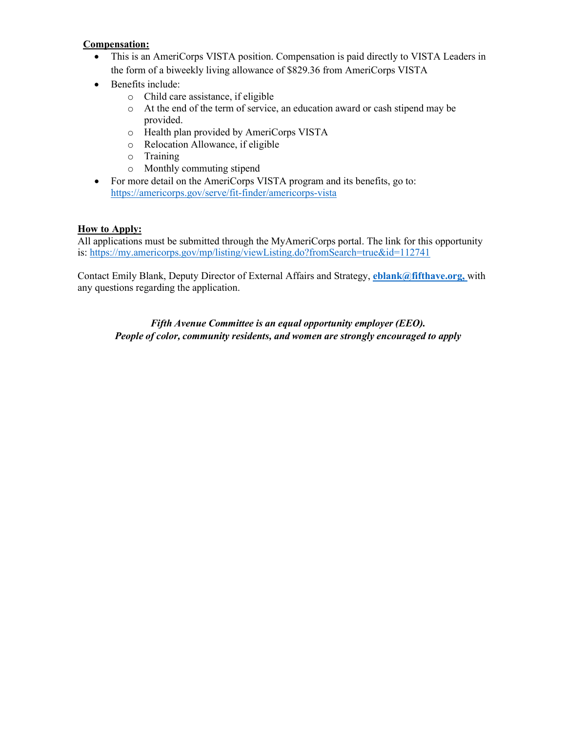**Compensation:**

- This is an AmeriCorps VISTA position. Compensation is paid directly to VISTA Leaders in the form of a biweekly living allowance of $829.36 from AmeriCorps VISTA
- Benefits include:
  - Child care assistance, if eligible
  - At the end of the term of service, an education award or cash stipend may be provided.
  - Health plan provided by AmeriCorps VISTA
  - Relocation Allowance, if eligible
  - Training
  - Monthly commuting stipend
- For more detail on the AmeriCorps VISTA program and its benefits, go to: https://americorps.gov/serve/fit-finder/americorps-vista

**How to Apply:**

All applications must be submitted through the MyAmeriCorps portal. The link for this opportunity is: https://my.americorps.gov/mp/listing/viewListing.do?fromSearch=true&id=112741

Contact Emily Blank, Deputy Director of External Affairs and Strategy, **eblank@fifthave.org,** with any questions regarding the application.

***Fifth Avenue Committee is an equal opportunity employer (EEO).***
***People of color, community residents, and women are strongly encouraged to apply***